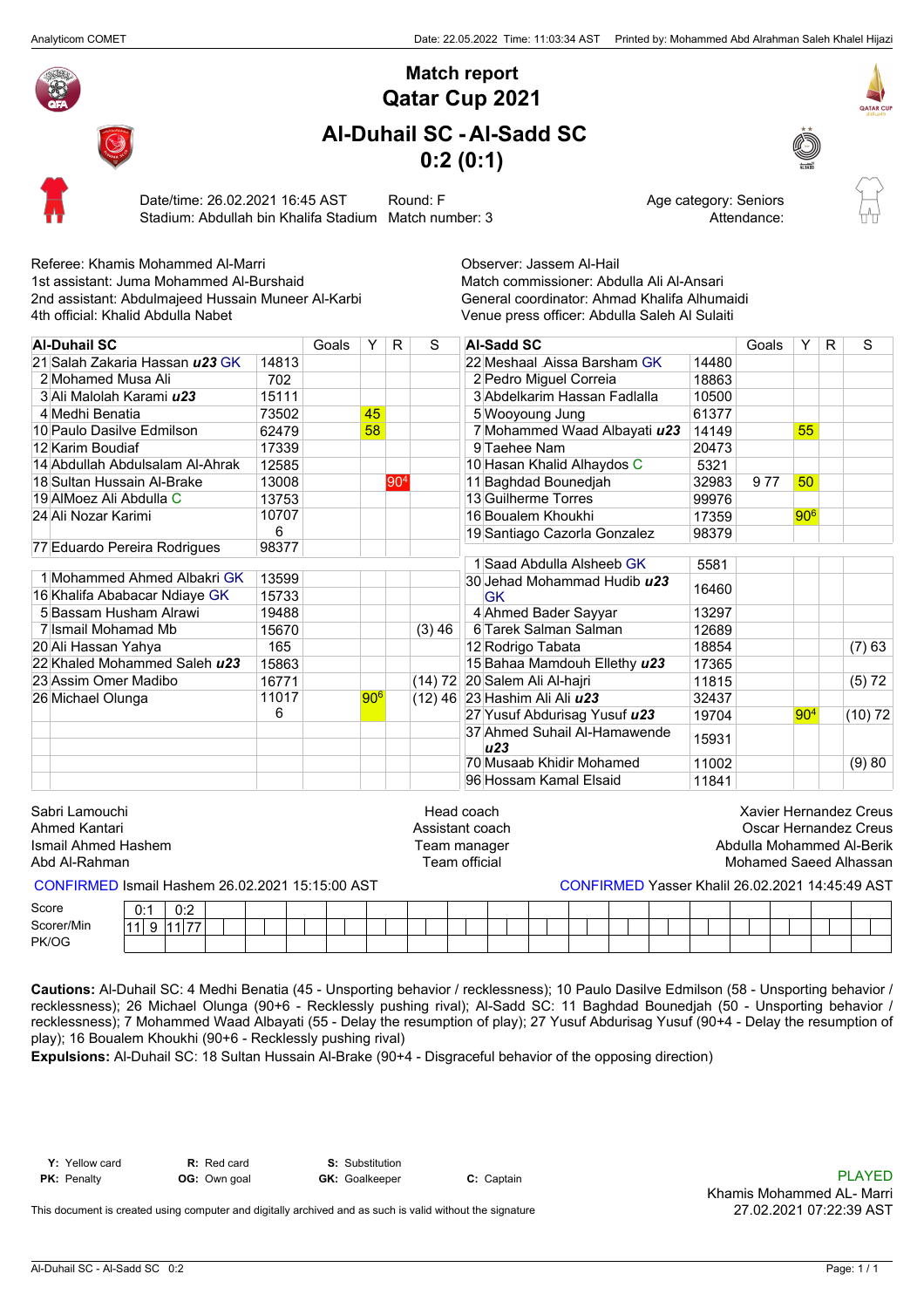# Match report
# Qatar Cup 2021

## Al-Duhail SC - Al-Sadd SC
## 0:2 (0:1)

Date/time: 26.02.2021 16:45 AST Round: F Age category: Seniors
Stadium: Abdullah bin Khalifa Stadium Match number: 3 Attendance:

Referee: Khamis Mohammed Al-Marri
1st assistant: Juma Mohammed Al-Burshaid
2nd assistant: Abdulmajeed Hussain Muneer Al-Karbi
4th official: Khalid Abdulla Nabet

Observer: Jassem Al-Hail
Match commissioner: Abdulla Ali Al-Ansari
General coordinator: Ahmad Khalifa Alhumaidi
Venue press officer: Abdulla Saleh Al Sulaiti

| Al-Duhail SC | | Goals | Y | R | S |
|---|---|---|---|---|---|
| 21 Salah Zakaria Hassan ***u23*** GK | 14813 | | | | |
| 2 Mohamed Musa Ali | 702 | | | | |
| 3 Ali Malolah Karami ***u23*** | 15111 | | | | |
| 4 Medhi Benatia | 73502 | | 45 | | |
| 10 Paulo Dasilve Edmilson | 62479 | | 58 | | |
| 12 Karim Boudiaf | 17339 | | | | |
| 14 Abdullah Abdulsalam Al-Ahrak | 12585 | | | | |
| 18 Sultan Hussain Al-Brake | 13008 | | | 90+4 | |
| 19 AlMoez Ali Abdulla C | 13753 | | | | |
| 24 Ali Nozar Karimi | 107076 | | | | |
| 77 Eduardo Pereira Rodrigues | 98377 | | | | |
| 1 Mohammed Ahmed Albakri GK | 13599 | | | | |
| 16 Khalifa Ababacar Ndiaye GK | 15733 | | | | |
| 5 Bassam Husham Alrawi | 19488 | | | | |
| 7 Ismail Mohamad Mb | 15670 | | | | (3) 46 |
| 20 Ali Hassan Yahya | 165 | | | | |
| 22 Khaled Mohammed Saleh ***u23*** | 15863 | | | | |
| 23 Assim Omer Madibo | 16771 | | | | (14) 72 |
| 26 Michael Olunga | 110176 | | 90+6 | | (12) 46 |

| Al-Sadd SC | | Goals | Y | R | S |
|---|---|---|---|---|---|
| 22 Meshaal Aissa Barsham GK | 14480 | | | | |
| 2 Pedro Miguel Correia | 18863 | | | | |
| 3 Abdelkarim Hassan Fadlalla | 10500 | | | | |
| 5 Wooyoung Jung | 61377 | | | | |
| 7 Mohammed Waad Albayati ***u23*** | 14149 | | 55 | | |
| 9 Taehee Nam | 20473 | | | | |
| 10 Hasan Khalid Alhaydos C | 5321 | | | | |
| 11 Baghdad Bounedjah | 32983 | 9 77 | 50 | | |
| 13 Guilherme Torres | 99976 | | | | |
| 16 Boualem Khoukhi | 17359 | | 90+6 | | |
| 19 Santiago Cazorla Gonzalez | 98379 | | | | |
| 1 Saad Abdulla Alsheeb GK | 5581 | | | | |
| 30 Jehad Mohammad Hudib ***u23*** GK | 16460 | | | | |
| 4 Ahmed Bader Sayyar | 13297 | | | | |
| 6 Tarek Salman Salman | 12689 | | | | |
| 12 Rodrigo Tabata | 18854 | | | | (7) 63 |
| 15 Bahaa Mamdouh Ellethy ***u23*** | 17365 | | | | |
| 20 Salem Ali Al-hajri | 11815 | | | | (5) 72 |
| 23 Hashim Ali Ali ***u23*** | 32437 | | | | |
| 27 Yusuf Abdurisag Yusuf ***u23*** | 19704 | | 90+4 | | (10) 72 |
| 37 Ahmed Suhail Al-Hamawende ***u23*** | 15931 | | | | |
| 70 Musaab Khidir Mohamed | 11002 | | | | (9) 80 |
| 96 Hossam Kamal Elsaid | 11841 | | | | |

| Al-Duhail SC | | Al-Sadd SC |
|---|---|---|
| Sabri Lamouchi | Head coach | Xavier Hernandez Creus |
| Ahmed Kantari | Assistant coach | Oscar Hernandez Creus |
| Ismail Ahmed Hashem | Team manager | Abdulla Mohammed Al-Berik |
| Abd Al-Rahman | Team official | Mohamed Saeed Alhassan |

CONFIRMED Ismail Hashem 26.02.2021 15:15:00 AST

CONFIRMED Yasser Khalil 26.02.2021 14:45:49 AST

| Score | 0:1 | | 0:2 | |
|---|---|---|---|---|
| Scorer/Min | 11 | 9 | 11 | 77 |
| PK/OG | | | | |

**Cautions:** Al-Duhail SC: 4 Medhi Benatia (45 - Unsporting behavior / recklessness); 10 Paulo Dasilve Edmilson (58 - Unsporting behavior / recklessness); 26 Michael Olunga (90+6 - Recklessly pushing rival); Al-Sadd SC: 11 Baghdad Bounedjah (50 - Unsporting behavior / recklessness); 7 Mohammed Waad Albayati (55 - Delay the resumption of play); 27 Yusuf Abdurisag Yusuf (90+4 - Delay the resumption of play); 16 Boualem Khoukhi (90+6 - Recklessly pushing rival)

**Expulsions:** Al-Duhail SC: 18 Sultan Hussain Al-Brake (90+4 - Disgraceful behavior of the opposing direction)

**Y:** Yellow card **R:** Red card **S:** Substitution
**PK:** Penalty **OG:** Own goal **GK:** Goalkeeper **C:** Captain

PLAYED
Khamis Mohammed AL- Marri
27.02.2021 07:22:39 AST

This document is created using computer and digitally archived and as such is valid without the signature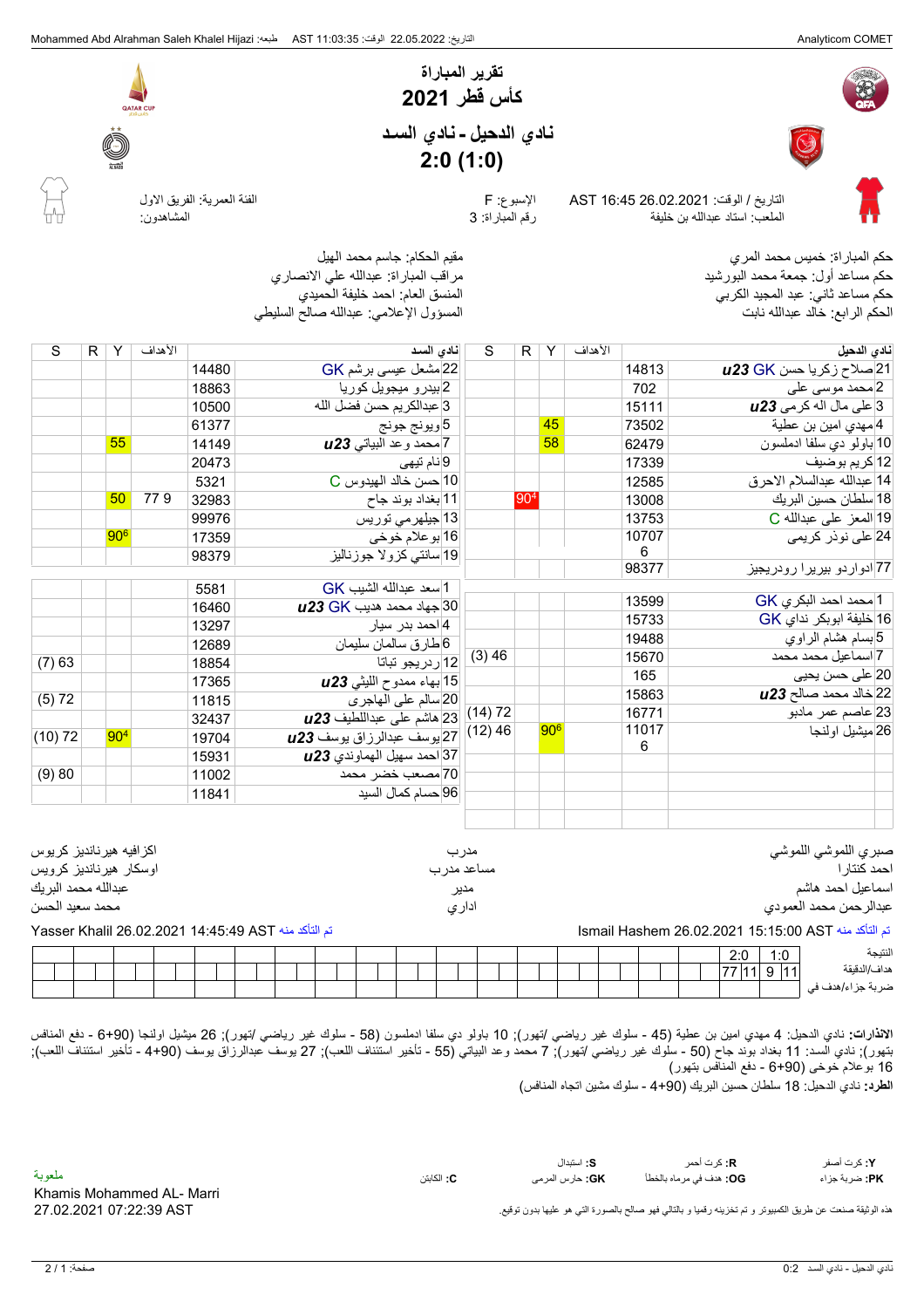# تقرير المباراة

# كأس قطر 2021

## نادي الدحيل - نادي السد

## 2:0 (1:0)

التاريخ / الوقت: 26.02.2021 16:45 AST
الملعب: استاد عبدالله بن خليفة

الإسبوع: F
رقم المباراة: 3

الفئة العمرية: الفريق الاول
المشاهدون:

حكم المباراة: خميس محمد المري
حكم مساعد أول: جمعة محمد البورشيد
حكم مساعد ثاني: عبد المجيد الكربي
الحكم الرابع: خالد عبدالله نابت

مقيم الحكام: جاسم محمد الهيل
مراقب المباراة: عبدالله علي الانصاري
المنسق العام: احمد خليفة الحميدي
المسؤول الإعلامي: عبدالله صالح السليطي

| نادي الدحيل | | الأهداف | Y | R | S |
|---|---|---|---|---|---|
| 21 صلاح زكريا حسن GK ***u23*** | 14813 | | | | |
| 2 محمد موسى علي | 702 | | | | |
| 3 علي مال الله كرمي ***u23*** | 15111 | | | | |
| 4 مهدي امين بن عطية | 73502 | | 45 | | |
| 10 باولو دي سلفا ادملسون | 62479 | | 58 | | |
| 12 كريم بوضيف | 17339 | | | | |
| 14 عبدالله عبدالسلام الاحرق | 12585 | | | | |
| 18 سلطان حسين البريك | 13008 | | | 90[4] | |
| 19 المعز علي عبدالله C | 13753 | | | | |
| 24 علي نوذر كريمي | 10707 6 | | | | |
| 77 ادواردو بيريرا رودريجيز | 98377 | | | | |
| 1 محمد احمد البكري GK | 13599 | | | | |
| 16 خليفة ابوبكر نداي GK | 15733 | | | | |
| 5 بسام هشام الراوي | 19488 | | | | |
| 7 اسماعيل محمد محمد | 15670 | | | | (3) 46 |
| 20 علي حسن يحيى | 165 | | | | |
| 22 خالد محمد صالح ***u23*** | 15863 | | | | |
| 23 عاصم عمر مادبو | 16771 | | | | (14) 72 |
| 26 ميشيل اولنجا | 11017 6 | | 90[6] | | (12) 46 |

| نادي السد | | الأهداف | Y | R | S |
|---|---|---|---|---|---|
| 22 مشعل عيسى برشم GK | 14480 | | | | |
| 2 بيدرو ميجيل كوريا | 18863 | | | | |
| 3 عبدالكريم حسن فضل الله | 10500 | | | | |
| 5 ويونغ جونغ | 61377 | | | | |
| 7 محمد وعد البياتي ***u23*** | 14149 | | 55 | | |
| 9 نام تيهي | 20473 | | | | |
| 10 حسن خالد الهيدوس C | 5321 | | | | |
| 11 بغداد بوند حاج | 32983 | 9 77 | 50 | | |
| 13 جيلهرمي توريس | 99976 | | | | |
| 16 بوعلام خوخي | 17359 | | 90[6] | | |
| 19 سانتي كزولا جونزاليز | 98379 | | | | |
| 1 سعد عبدالله الشيب GK | 5581 | | | | |
| 30 جهاد محمد هديب GK ***u23*** | 16460 | | | | |
| 4 احمد بدر سيار | 13297 | | | | |
| 6 طارق سالمان سليمان | 12689 | | | | |
| 12 رودريجو تاباتا | 18854 | | | | (7) 63 |
| 15 بهاء ممدوح الليثي ***u23*** | 17365 | | | | |
| 20 سالم علي الهاجري | 11815 | | | | (5) 72 |
| 23 هاشم علي عبداللطيف ***u23*** | 32437 | | | | |
| 27 يوسف عبدالرزاق يوسف ***u23*** | 19704 | | 90[4] | | (10) 72 |
| 37 احمد سهيل الهماوندي ***u23*** | 15931 | | | | |
| 70 مصعب خضر محمد | 11002 | | | | (9) 80 |
| 96 حسام كمال السيد | 11841 | | | | |

| نادي الدحيل | | نادي السد |
|---|---|---|
| صبري اللموشي اللموشي | مدرب | اكزافيه هيرنانديز كريوس |
| احمد كتنارا | مساعد مدرب | اوسكار هيرنانديز كرويس |
| اسماعيل احمد هاشم | مدير | عبدالله محمد البريك |
| عبدالرحمن محمد العمودي | اداري | محمد سعيد الحسن |

تم التأكد منه Ismail Hashem 26.02.2021 15:15:00 AST

تم التأكد منه Yasser Khalil 26.02.2021 14:45:49 AST

| النتيجة | 1:0 | 2:0 |
|---|---|---|
| اهداف/الدقيقة | 11 9 | 11 77 |
| ضربة جزاء/هدف في | | |

**الانذارات:** نادي الدحيل: 4 مهدي امين بن عطية (45 - سلوك غير رياضي /تهور)؛ 10 باولو دي سلفا ادملسون (58 - سلوك غير رياضي /تهور)؛ 26 ميشيل اولنجا (90+6 - دفع المنافس بتهور)؛ نادي السد: 11 بغداد بوند حاج (50 - سلوك غير رياضي /تهور)؛ 7 محمد وعد البياتي (55 - تأخير استئناف اللعب)؛ 27 يوسف عبدالرزاق يوسف (90+4 - تأخير استئناف اللعب)؛ 16 بوعلام خوخي (90+6 - دفع المنافس بتهور)

**الطرد:** نادي الدحيل: 18 سلطان حسين البريك (90+4 - سلوك مشين اتجاه المنافس)

**Y:** كرت أصفر **R:** كرت أحمر **S:** استبدال
**PK:** ضربة جزاء **OG:** هدف في مرماه بالخطأ **GK:** حارس المرمى **C:** الكابتن

ملعوبة
Khamis Mohammed AL- Marri
27.02.2021 07:22:39 AST

هذه الوثيقة صنعت عن طريق الكمبيوتر و تم تخزينه رقميا و بالتالي فهو صالح بالصورة التي هو عليها بدون توقيع.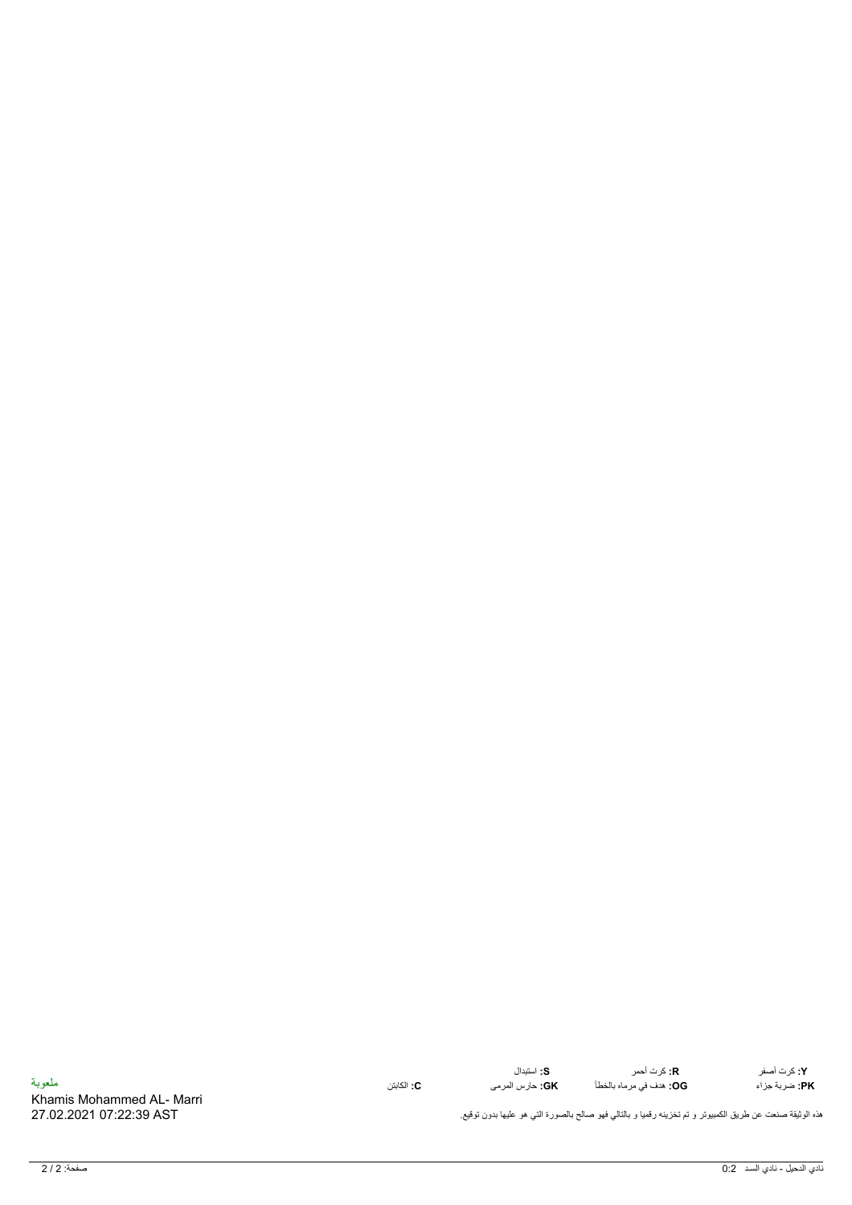**Y:** كرت أصفر　**R:** كرت أحمر　**S:** استبدال

**PK:** ضربة جزاء　**OG:** هدف في مرماه بالخطأ　**GK:** حارس المرمى　**C:** الكابتن

هذه الوثيقة صنعت عن طريق الكمبيوتر و تم تخزينه رقميا و بالتالي فهو صالح بالصورة التي هو عليها بدون توقيع.

ملعوبة

Khamis Mohammed AL- Marri

27.02.2021 07:22:39 AST